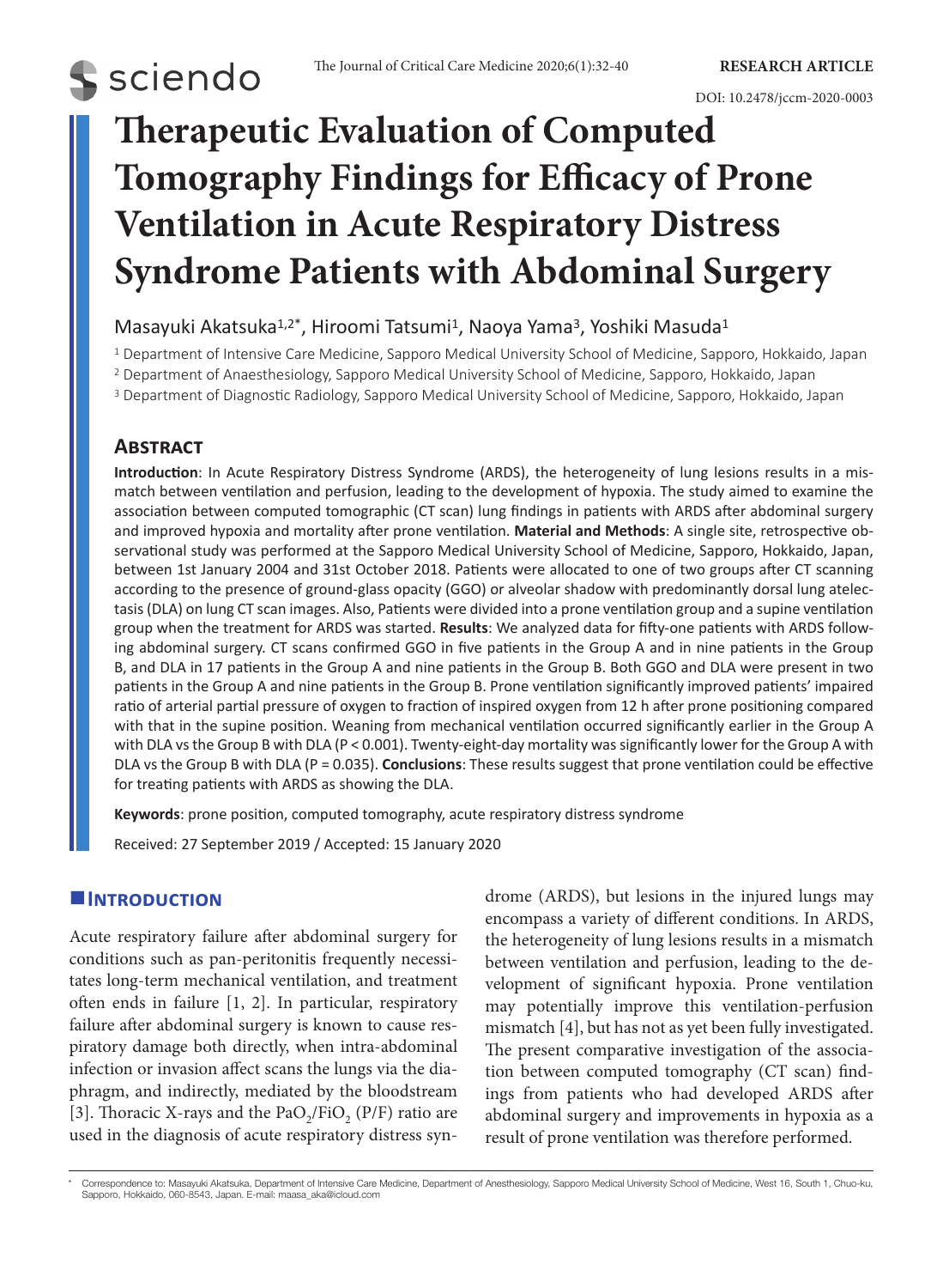# Therapeutic Evaluation of Computed Tomography Findings for Efficacy of Prone Ventilation in Acute Respiratory Distress Syndrome Patients with Abdominal Surgery

Masayuki Akatsuka[1,2*], Hiroomi Tatsumi[1], Naoya Yama[3], Yoshiki Masuda[1]

[1] Department of Intensive Care Medicine, Sapporo Medical University School of Medicine, Sapporo, Hokkaido, Japan

[2] Department of Anaesthesiology, Sapporo Medical University School of Medicine, Sapporo, Hokkaido, Japan

[3] Department of Diagnostic Radiology, Sapporo Medical University School of Medicine, Sapporo, Hokkaido, Japan

## Abstract

**Introduction**: In Acute Respiratory Distress Syndrome (ARDS), the heterogeneity of lung lesions results in a mismatch between ventilation and perfusion, leading to the development of hypoxia. The study aimed to examine the association between computed tomographic (CT scan) lung findings in patients with ARDS after abdominal surgery and improved hypoxia and mortality after prone ventilation. **Material and Methods**: A single site, retrospective observational study was performed at the Sapporo Medical University School of Medicine, Sapporo, Hokkaido, Japan, between 1st January 2004 and 31st October 2018. Patients were allocated to one of two groups after CT scanning according to the presence of ground-glass opacity (GGO) or alveolar shadow with predominantly dorsal lung atelectasis (DLA) on lung CT scan images. Also, Patients were divided into a prone ventilation group and a supine ventilation group when the treatment for ARDS was started. **Results**: We analyzed data for fifty-one patients with ARDS following abdominal surgery. CT scans confirmed GGO in five patients in the Group A and in nine patients in the Group B, and DLA in 17 patients in the Group A and nine patients in the Group B. Both GGO and DLA were present in two patients in the Group A and nine patients in the Group B. Prone ventilation significantly improved patients' impaired ratio of arterial partial pressure of oxygen to fraction of inspired oxygen from 12 h after prone positioning compared with that in the supine position. Weaning from mechanical ventilation occurred significantly earlier in the Group A with DLA vs the Group B with DLA ($P < 0.001$). Twenty-eight-day mortality was significantly lower for the Group A with DLA vs the Group B with DLA ($P = 0.035$). **Conclusions**: These results suggest that prone ventilation could be effective for treating patients with ARDS as showing the DLA.

**Keywords**: prone position, computed tomography, acute respiratory distress syndrome

Received: 27 September 2019 / Accepted: 15 January 2020

## Introduction

Acute respiratory failure after abdominal surgery for conditions such as pan-peritonitis frequently necessitates long-term mechanical ventilation, and treatment often ends in failure [1, 2]. In particular, respiratory failure after abdominal surgery is known to cause respiratory damage both directly, when intra-abdominal infection or invasion affect scans the lungs via the diaphragm, and indirectly, mediated by the bloodstream [3]. Thoracic X-rays and the $PaO_2/FiO_2$ (P/F) ratio are used in the diagnosis of acute respiratory distress syndrome (ARDS), but lesions in the injured lungs may encompass a variety of different conditions. In ARDS, the heterogeneity of lung lesions results in a mismatch between ventilation and perfusion, leading to the development of significant hypoxia. Prone ventilation may potentially improve this ventilation-perfusion mismatch [4], but has not as yet been fully investigated. The present comparative investigation of the association between computed tomography (CT scan) findings from patients who had developed ARDS after abdominal surgery and improvements in hypoxia as a result of prone ventilation was therefore performed.

* Correspondence to: Masayuki Akatsuka, Department of Intensive Care Medicine, Department of Anesthesiology, Sapporo Medical University School of Medicine, West 16, South 1, Chuo-ku, Sapporo, Hokkaido, 060-8543, Japan. E-mail: maasa_aka@icloud.com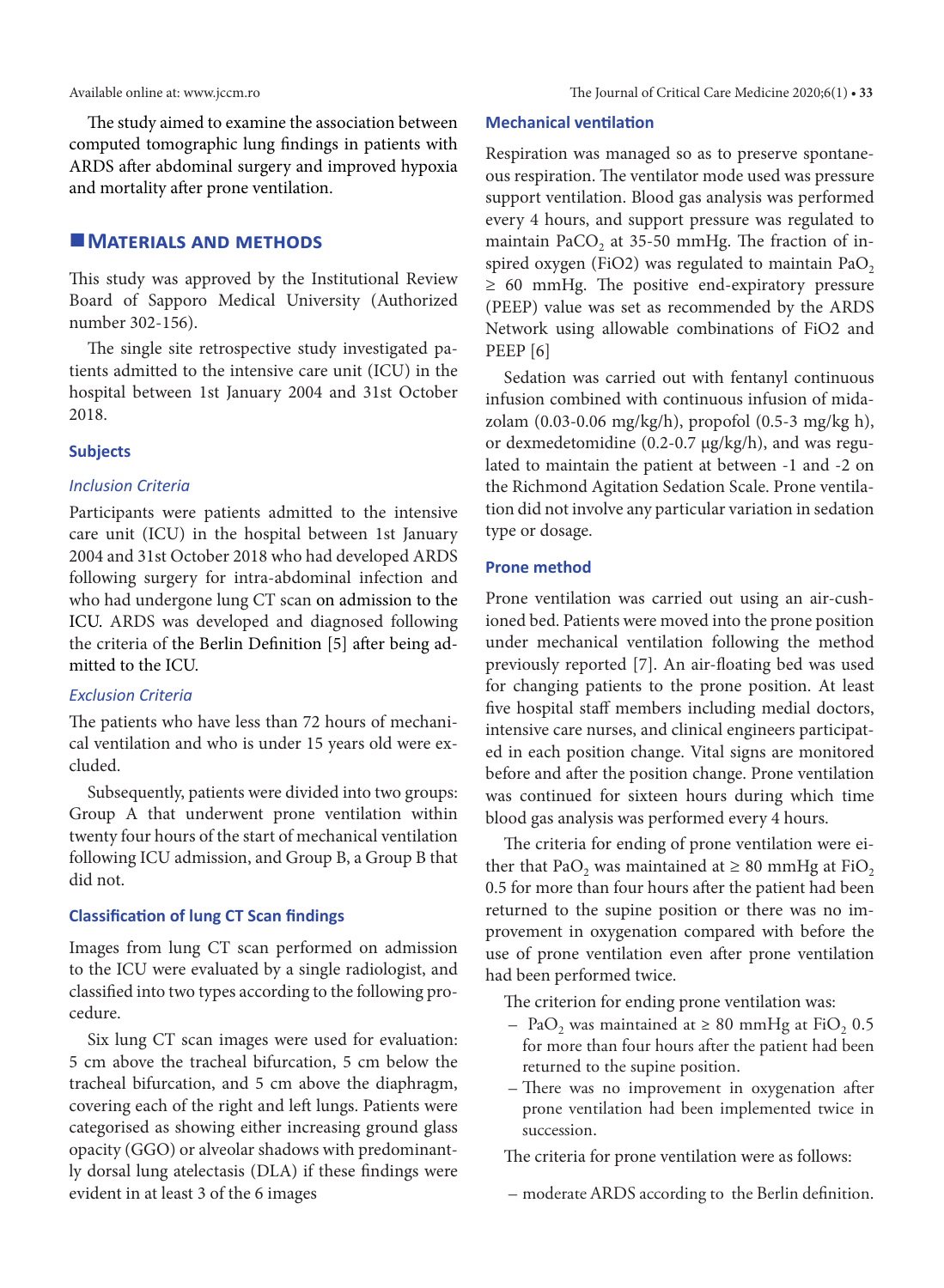The study aimed to examine the association between computed tomographic lung findings in patients with ARDS after abdominal surgery and improved hypoxia and mortality after prone ventilation.

## Materials and methods

This study was approved by the Institutional Review Board of Sapporo Medical University (Authorized number 302-156).

The single site retrospective study investigated patients admitted to the intensive care unit (ICU) in the hospital between 1st January 2004 and 31st October 2018.

### Subjects

#### *Inclusion Criteria*

Participants were patients admitted to the intensive care unit (ICU) in the hospital between 1st January 2004 and 31st October 2018 who had developed ARDS following surgery for intra-abdominal infection and who had undergone lung CT scan on admission to the ICU. ARDS was developed and diagnosed following the criteria of the Berlin Definition [5] after being admitted to the ICU.

#### *Exclusion Criteria*

The patients who have less than 72 hours of mechanical ventilation and who is under 15 years old were excluded.

Subsequently, patients were divided into two groups: Group A that underwent prone ventilation within twenty four hours of the start of mechanical ventilation following ICU admission, and Group B, a Group B that did not.

### Classification of lung CT Scan findings

Images from lung CT scan performed on admission to the ICU were evaluated by a single radiologist, and classified into two types according to the following procedure.

Six lung CT scan images were used for evaluation: 5 cm above the tracheal bifurcation, 5 cm below the tracheal bifurcation, and 5 cm above the diaphragm, covering each of the right and left lungs. Patients were categorised as showing either increasing ground glass opacity (GGO) or alveolar shadows with predominantly dorsal lung atelectasis (DLA) if these findings were evident in at least 3 of the 6 images

### Mechanical ventilation

Respiration was managed so as to preserve spontaneous respiration. The ventilator mode used was pressure support ventilation. Blood gas analysis was performed every 4 hours, and support pressure was regulated to maintain $PaCO_2$ at 35-50 mmHg. The fraction of inspired oxygen (FiO2) was regulated to maintain $PaO_2 \geq 60$ mmHg. The positive end-expiratory pressure (PEEP) value was set as recommended by the ARDS Network using allowable combinations of FiO2 and PEEP [6]

Sedation was carried out with fentanyl continuous infusion combined with continuous infusion of midazolam (0.03-0.06 mg/kg/h), propofol (0.5-3 mg/kg h), or dexmedetomidine (0.2-0.7 μg/kg/h), and was regulated to maintain the patient at between -1 and -2 on the Richmond Agitation Sedation Scale. Prone ventilation did not involve any particular variation in sedation type or dosage.

### Prone method

Prone ventilation was carried out using an air-cushioned bed. Patients were moved into the prone position under mechanical ventilation following the method previously reported [7]. An air-floating bed was used for changing patients to the prone position. At least five hospital staff members including medial doctors, intensive care nurses, and clinical engineers participated in each position change. Vital signs are monitored before and after the position change. Prone ventilation was continued for sixteen hours during which time blood gas analysis was performed every 4 hours.

The criteria for ending of prone ventilation were either that $PaO_2$ was maintained at $\geq 80$ mmHg at $FiO_2$ 0.5 for more than four hours after the patient had been returned to the supine position or there was no improvement in oxygenation compared with before the use of prone ventilation even after prone ventilation had been performed twice.

The criterion for ending prone ventilation was:

- $PaO_2$ was maintained at $\geq 80$ mmHg at $FiO_2$ 0.5 for more than four hours after the patient had been returned to the supine position.
- There was no improvement in oxygenation after prone ventilation had been implemented twice in succession.

The criteria for prone ventilation were as follows:

- moderate ARDS according to the Berlin definition.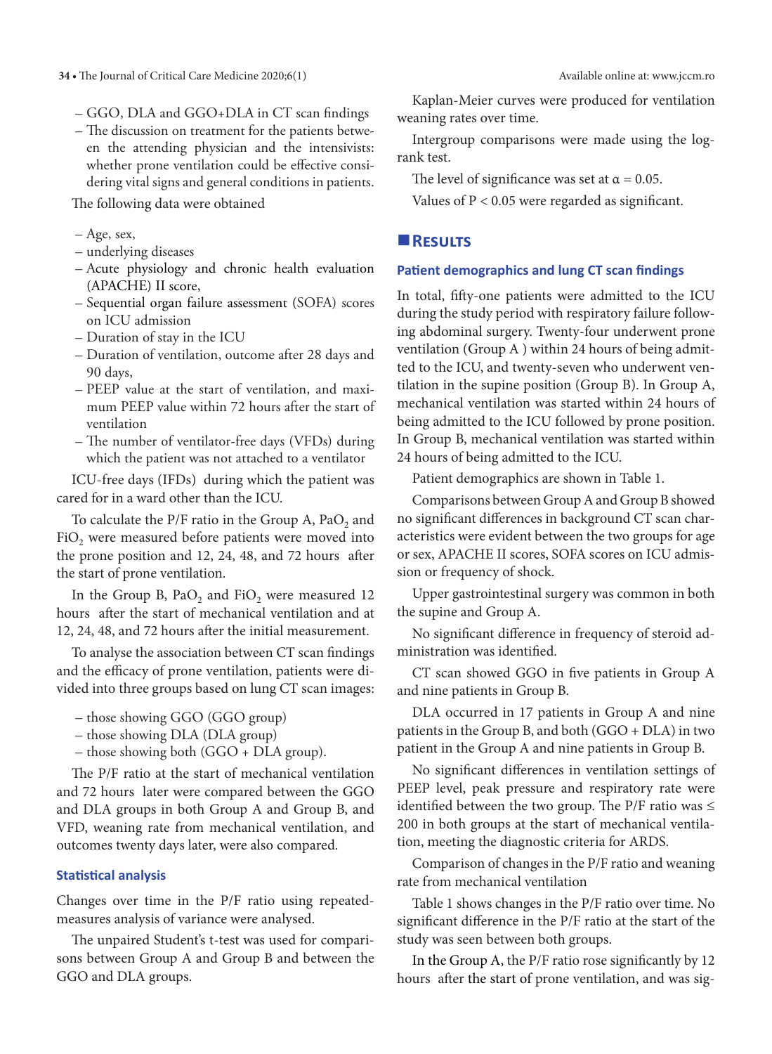– GGO, DLA and GGO+DLA in CT scan findings
– The discussion on treatment for the patients between the attending physician and the intensivists: whether prone ventilation could be effective considering vital signs and general conditions in patients.

The following data were obtained

– Age, sex,
– underlying diseases
– Acute physiology and chronic health evaluation (APACHE) II score,
– Sequential organ failure assessment (SOFA) scores on ICU admission
– Duration of stay in the ICU
– Duration of ventilation, outcome after 28 days and 90 days,
– PEEP value at the start of ventilation, and maximum PEEP value within 72 hours after the start of ventilation
– The number of ventilator-free days (VFDs) during which the patient was not attached to a ventilator

ICU-free days (IFDs) during which the patient was cared for in a ward other than the ICU.

To calculate the P/F ratio in the Group A, $PaO_2$ and $FiO_2$ were measured before patients were moved into the prone position and 12, 24, 48, and 72 hours after the start of prone ventilation.

In the Group B, $PaO_2$ and $FiO_2$ were measured 12 hours after the start of mechanical ventilation and at 12, 24, 48, and 72 hours after the initial measurement.

To analyse the association between CT scan findings and the efficacy of prone ventilation, patients were divided into three groups based on lung CT scan images:

– those showing GGO (GGO group)
– those showing DLA (DLA group)
– those showing both (GGO + DLA group).

The P/F ratio at the start of mechanical ventilation and 72 hours later were compared between the GGO and DLA groups in both Group A and Group B, and VFD, weaning rate from mechanical ventilation, and outcomes twenty days later, were also compared.

### Statistical analysis

Changes over time in the P/F ratio using repeated-measures analysis of variance were analysed.

The unpaired Student's t-test was used for comparisons between Group A and Group B and between the GGO and DLA groups.

Kaplan-Meier curves were produced for ventilation weaning rates over time.

Intergroup comparisons were made using the log-rank test.

The level of significance was set at $\alpha = 0.05$.

Values of $P < 0.05$ were regarded as significant.

## Results

### Patient demographics and lung CT scan findings

In total, fifty-one patients were admitted to the ICU during the study period with respiratory failure following abdominal surgery. Twenty-four underwent prone ventilation (Group A ) within 24 hours of being admitted to the ICU, and twenty-seven who underwent ventilation in the supine position (Group B). In Group A, mechanical ventilation was started within 24 hours of being admitted to the ICU followed by prone position. In Group B, mechanical ventilation was started within 24 hours of being admitted to the ICU.

Patient demographics are shown in Table 1.

Comparisons between Group A and Group B showed no significant differences in background CT scan characteristics were evident between the two groups for age or sex, APACHE II scores, SOFA scores on ICU admission or frequency of shock.

Upper gastrointestinal surgery was common in both the supine and Group A.

No significant difference in frequency of steroid administration was identified.

CT scan showed GGO in five patients in Group A and nine patients in Group B.

DLA occurred in 17 patients in Group A and nine patients in the Group B, and both (GGO + DLA) in two patient in the Group A and nine patients in Group B.

No significant differences in ventilation settings of PEEP level, peak pressure and respiratory rate were identified between the two group. The P/F ratio was ≤ 200 in both groups at the start of mechanical ventilation, meeting the diagnostic criteria for ARDS.

Comparison of changes in the P/F ratio and weaning rate from mechanical ventilation

Table 1 shows changes in the P/F ratio over time. No significant difference in the P/F ratio at the start of the study was seen between both groups.

In the Group A, the P/F ratio rose significantly by 12 hours after the start of prone ventilation, and was sig-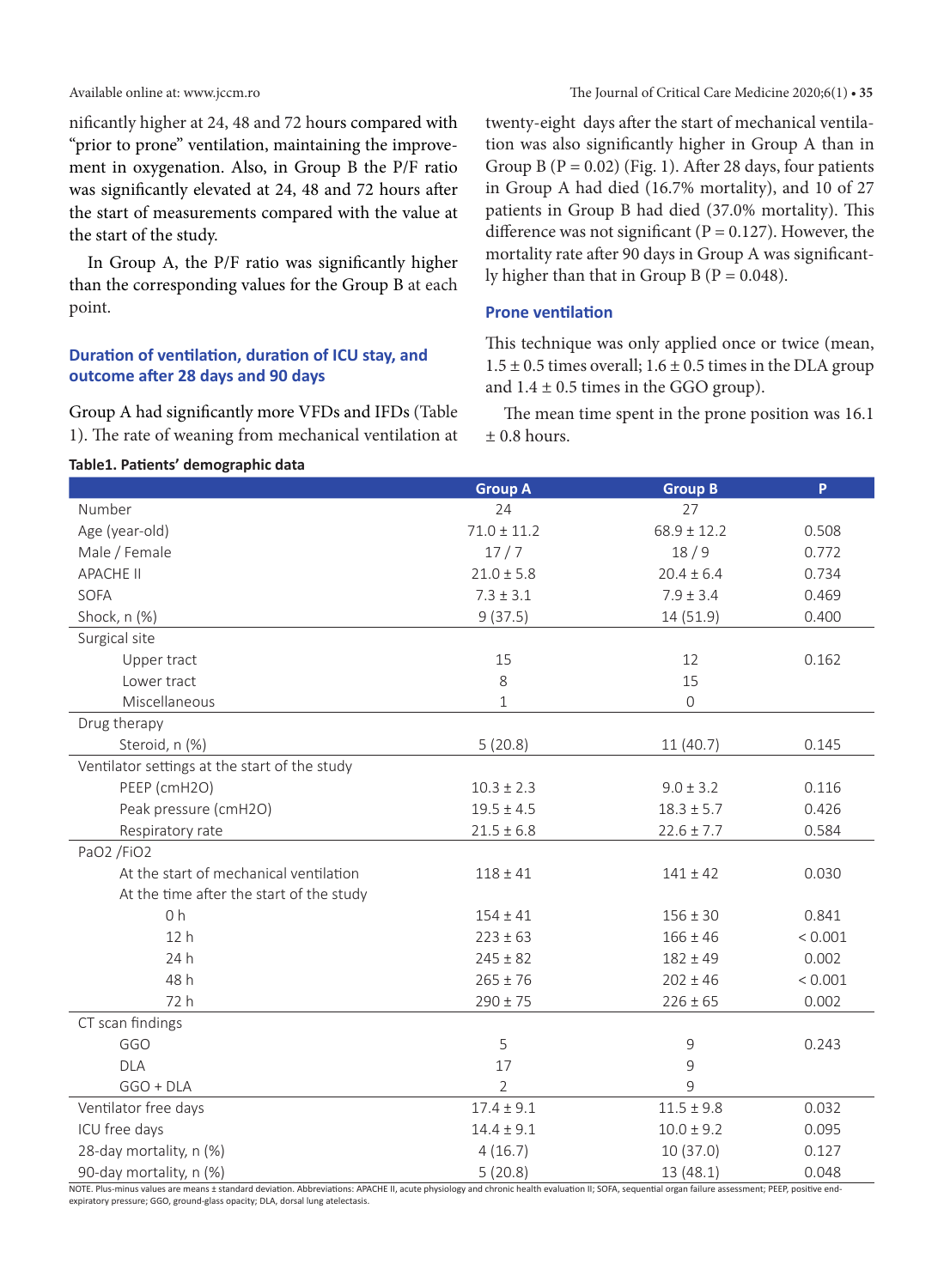nificantly higher at 24, 48 and 72 hours compared with "prior to prone" ventilation, maintaining the improvement in oxygenation. Also, in Group B the P/F ratio was significantly elevated at 24, 48 and 72 hours after the start of measurements compared with the value at the start of the study.

In Group A, the P/F ratio was significantly higher than the corresponding values for the Group B at each point.

### Duration of ventilation, duration of ICU stay, and outcome after 28 days and 90 days

Group A had significantly more VFDs and IFDs (Table 1). The rate of weaning from mechanical ventilation at twenty-eight days after the start of mechanical ventilation was also significantly higher in Group A than in Group B (P = 0.02) (Fig. 1). After 28 days, four patients in Group A had died (16.7% mortality), and 10 of 27 patients in Group B had died (37.0% mortality). This difference was not significant (P = 0.127). However, the mortality rate after 90 days in Group A was significantly higher than that in Group B (P = 0.048).

### Prone ventilation

This technique was only applied once or twice (mean, 1.5 ± 0.5 times overall; 1.6 ± 0.5 times in the DLA group and 1.4 ± 0.5 times in the GGO group).

The mean time spent in the prone position was 16.1 ± 0.8 hours.

**Table1. Patients' demographic data**

| | Group A | Group B | P |
|---|---|---|---|
| Number | 24 | 27 | |
| Age (year-old) | 71.0 ± 11.2 | 68.9 ± 12.2 | 0.508 |
| Male / Female | 17 / 7 | 18 / 9 | 0.772 |
| APACHE II | 21.0 ± 5.8 | 20.4 ± 6.4 | 0.734 |
| SOFA | 7.3 ± 3.1 | 7.9 ± 3.4 | 0.469 |
| Shock, n (%) | 9 (37.5) | 14 (51.9) | 0.400 |
| Surgical site | | | |
| Upper tract | 15 | 12 | 0.162 |
| Lower tract | 8 | 15 | |
| Miscellaneous | 1 | 0 | |
| Drug therapy | | | |
| Steroid, n (%) | 5 (20.8) | 11 (40.7) | 0.145 |
| Ventilator settings at the start of the study | | | |
| PEEP (cmH2O) | 10.3 ± 2.3 | 9.0 ± 3.2 | 0.116 |
| Peak pressure (cmH2O) | 19.5 ± 4.5 | 18.3 ± 5.7 | 0.426 |
| Respiratory rate | 21.5 ± 6.8 | 22.6 ± 7.7 | 0.584 |
| PaO2 /FiO2 | | | |
| At the start of mechanical ventilation | 118 ± 41 | 141 ± 42 | 0.030 |
| At the time after the start of the study | | | |
| 0 h | 154 ± 41 | 156 ± 30 | 0.841 |
| 12 h | 223 ± 63 | 166 ± 46 | < 0.001 |
| 24 h | 245 ± 82 | 182 ± 49 | 0.002 |
| 48 h | 265 ± 76 | 202 ± 46 | < 0.001 |
| 72 h | 290 ± 75 | 226 ± 65 | 0.002 |
| CT scan findings | | | |
| GGO | 5 | 9 | 0.243 |
| DLA | 17 | 9 | |
| GGO + DLA | 2 | 9 | |
| Ventilator free days | 17.4 ± 9.1 | 11.5 ± 9.8 | 0.032 |
| ICU free days | 14.4 ± 9.1 | 10.0 ± 9.2 | 0.095 |
| 28-day mortality, n (%) | 4 (16.7) | 10 (37.0) | 0.127 |
| 90-day mortality, n (%) | 5 (20.8) | 13 (48.1) | 0.048 |

NOTE. Plus-minus values are means ± standard deviation. Abbreviations: APACHE II, acute physiology and chronic health evaluation II; SOFA, sequential organ failure assessment; PEEP, positive end-expiratory pressure; GGO, ground-glass opacity; DLA, dorsal lung atelectasis.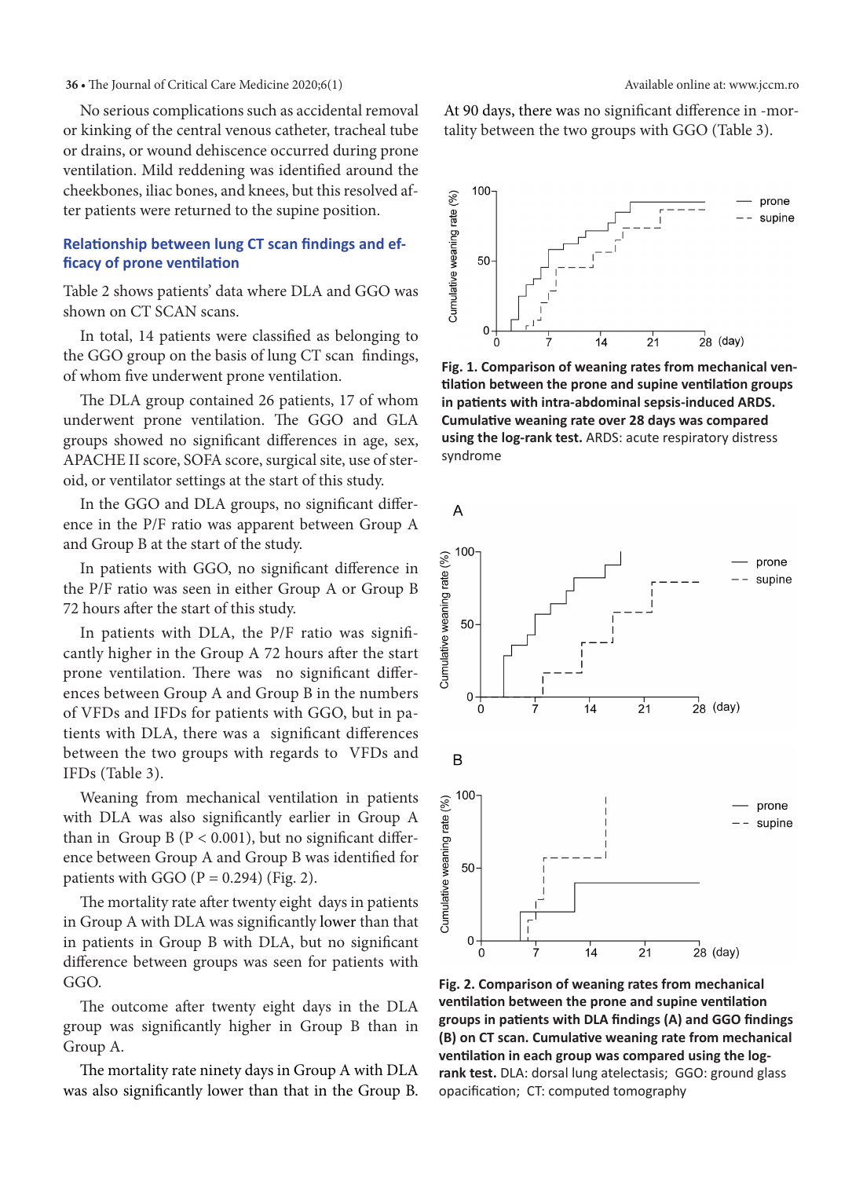No serious complications such as accidental removal or kinking of the central venous catheter, tracheal tube or drains, or wound dehiscence occurred during prone ventilation. Mild reddening was identified around the cheekbones, iliac bones, and knees, but this resolved after patients were returned to the supine position.

### Relationship between lung CT scan findings and efficacy of prone ventilation

Table 2 shows patients' data where DLA and GGO was shown on CT SCAN scans.

In total, 14 patients were classified as belonging to the GGO group on the basis of lung CT scan findings, of whom five underwent prone ventilation.

The DLA group contained 26 patients, 17 of whom underwent prone ventilation. The GGO and GLA groups showed no significant differences in age, sex, APACHE II score, SOFA score, surgical site, use of steroid, or ventilator settings at the start of this study.

In the GGO and DLA groups, no significant difference in the P/F ratio was apparent between Group A and Group B at the start of the study.

In patients with GGO, no significant difference in the P/F ratio was seen in either Group A or Group B 72 hours after the start of this study.

In patients with DLA, the P/F ratio was significantly higher in the Group A 72 hours after the start prone ventilation. There was no significant differences between Group A and Group B in the numbers of VFDs and IFDs for patients with GGO, but in patients with DLA, there was a significant differences between the two groups with regards to VFDs and IFDs (Table 3).

Weaning from mechanical ventilation in patients with DLA was also significantly earlier in Group A than in Group B ($P < 0.001$), but no significant difference between Group A and Group B was identified for patients with GGO ($P = 0.294$) (Fig. 2).

The mortality rate after twenty eight days in patients in Group A with DLA was significantly lower than that in patients in Group B with DLA, but no significant difference between groups was seen for patients with GGO.

The outcome after twenty eight days in the DLA group was significantly higher in Group B than in Group A.

The mortality rate ninety days in Group A with DLA was also significantly lower than that in the Group B.

At 90 days, there was no significant difference in -mortality between the two groups with GGO (Table 3).

**Fig. 1. Comparison of weaning rates from mechanical ventilation between the prone and supine ventilation groups in patients with intra-abdominal sepsis-induced ARDS. Cumulative weaning rate over 28 days was compared using the log-rank test.** ARDS: acute respiratory distress syndrome

**Fig. 2. Comparison of weaning rates from mechanical ventilation between the prone and supine ventilation groups in patients with DLA findings (A) and GGO findings (B) on CT scan. Cumulative weaning rate from mechanical ventilation in each group was compared using the log-rank test.** DLA: dorsal lung atelectasis; GGO: ground glass opacification; CT: computed tomography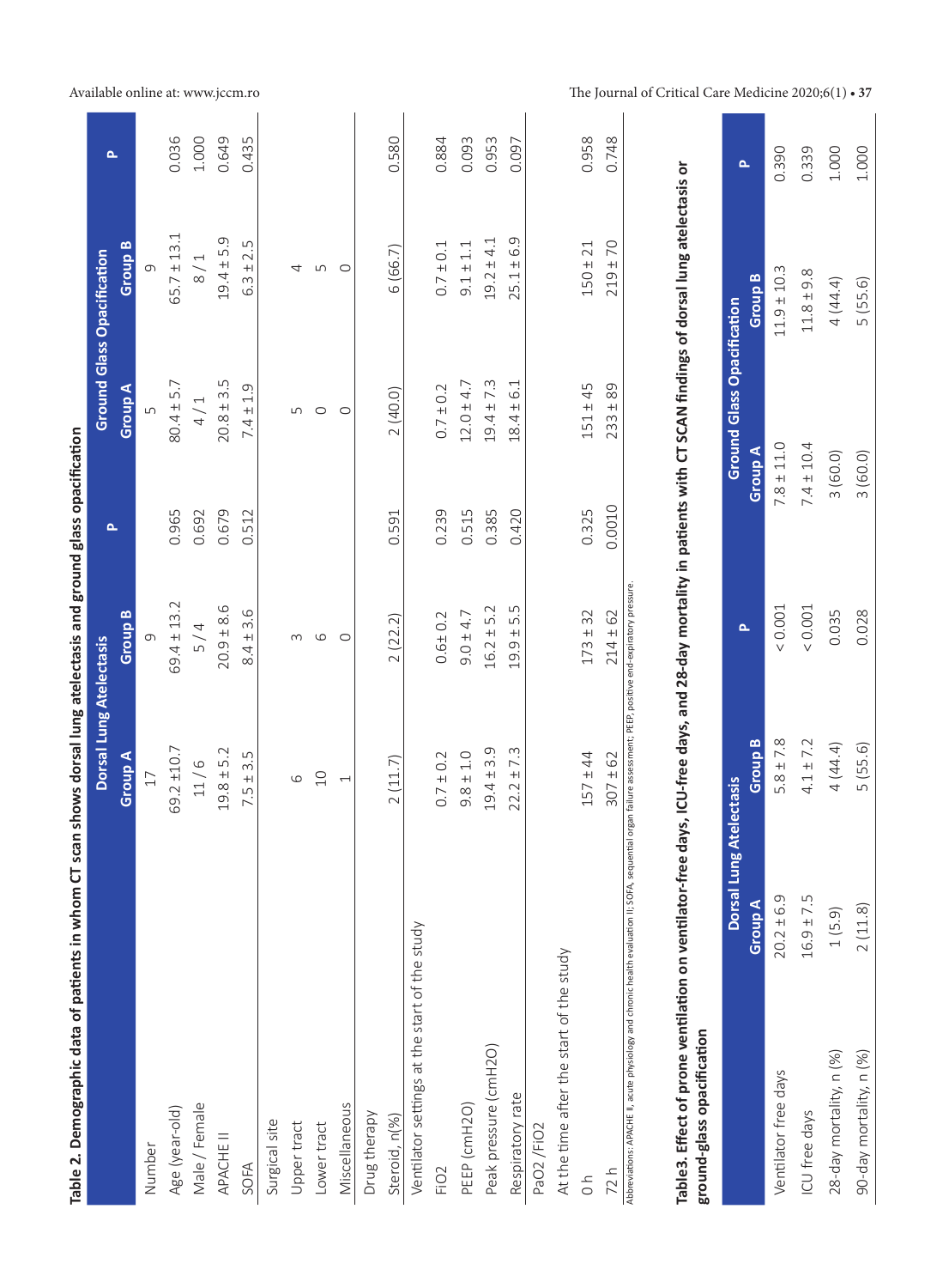**Table 2. Demographic data of patients in whom CT scan shows dorsal lung atelectasis and ground glass opacification**

| | Dorsal Lung Atelectasis | | P | Ground Glass Opacification | | P |
|---|---|---|---|---|---|---|
| | Group A | Group B | | Group A | Group B | |
| Number | 17 | 9 | | 5 | 9 | |
| Age (year-old) | 69.2 ±10.7 | 69.4 ± 13.2 | 0.965 | 80.4 ± 5.7 | 65.7 ± 13.1 | 0.036 |
| Male / Female | 11 / 6 | 5 / 4 | 0.692 | 4 / 1 | 8 / 1 | 1.000 |
| APACHE II | 19.8 ± 5.2 | 20.9 ± 8.6 | 0.679 | 20.8 ± 3.5 | 19.4 ± 5.9 | 0.649 |
| SOFA | 7.5 ± 3.5 | 8.4 ± 3.6 | 0.512 | 7.4 ± 1.9 | 6.3 ± 2.5 | 0.435 |
| Surgical site | | | | | | |
| Upper tract | 6 | 3 | | 5 | 4 | |
| Lower tract | 10 | 6 | | 0 | 5 | |
| Miscellaneous | 1 | 0 | | 0 | 0 | |
| Drug therapy | | | | | | |
| Steroid, n(%) | 2 (11.7) | 2 (22.2) | 0.591 | 2 (40.0) | 6 (66.7) | 0.580 |
| Ventilator settings at the start of the study | | | | | | |
| FiO2 | 0.7 ± 0.2 | 0.6± 0.2 | 0.239 | 0.7 ± 0.2 | 0.7 ± 0.1 | 0.884 |
| PEEP (cmH2O) | 9.8 ± 1.0 | 9.0 ± 4.7 | 0.515 | 12.0 ± 4.7 | 9.1 ± 1.1 | 0.093 |
| Peak pressure (cmH2O) | 19.4 ± 3.9 | 16.2 ± 5.2 | 0.385 | 19.4 ± 7.3 | 19.2 ± 4.1 | 0.953 |
| Respiratory rate | 22.2 ± 7.3 | 19.9 ± 5.5 | 0.420 | 18.4 ± 6.1 | 25.1 ± 6.9 | 0.097 |
| PaO2 /FiO2 | | | | | | |
| At the time after the start of the study | | | | | | |
| 0 h | 157 ± 44 | 173 ± 32 | 0.325 | 151 ± 45 | 150 ± 21 | 0.958 |
| 72 h | 307 ± 62 | 214 ± 62 | 0.0010 | 233 ± 89 | 219 ± 70 | 0.748 |

Abbreviations: APACHE II, acute physiology and chronic health evaluation II; SOFA, sequential organ failure assessment; PEEP, positive end-expiratory pressure.

**Table3. Effect of prone ventilation on ventilator-free days, ICU-free days, and 28-day mortality in patients with CT SCAN findings of dorsal lung atelectasis or ground-glass opacification**

| | Dorsal Lung Atelectasis | | P | Ground Glass Opacification | | P |
|---|---|---|---|---|---|---|
| | Group A | Group B | | Group A | Group B | |
| Ventilator free days | 20.2 ± 6.9 | 5.8 ± 7.8 | < 0.001 | 7.8 ± 11.0 | 11.9 ± 10.3 | 0.390 |
| ICU free days | 16.9 ± 7.5 | 4.1 ± 7.2 | < 0.001 | 7.4 ± 10.4 | 11.8 ± 9.8 | 0.339 |
| 28-day mortality, n (%) | 1 (5.9) | 4 (44.4) | 0.035 | 3 (60.0) | 4 (44.4) | 1.000 |
| 90-day mortality, n (%) | 2 (11.8) | 5 (55.6) | 0.028 | 3 (60.0) | 5 (55.6) | 1.000 |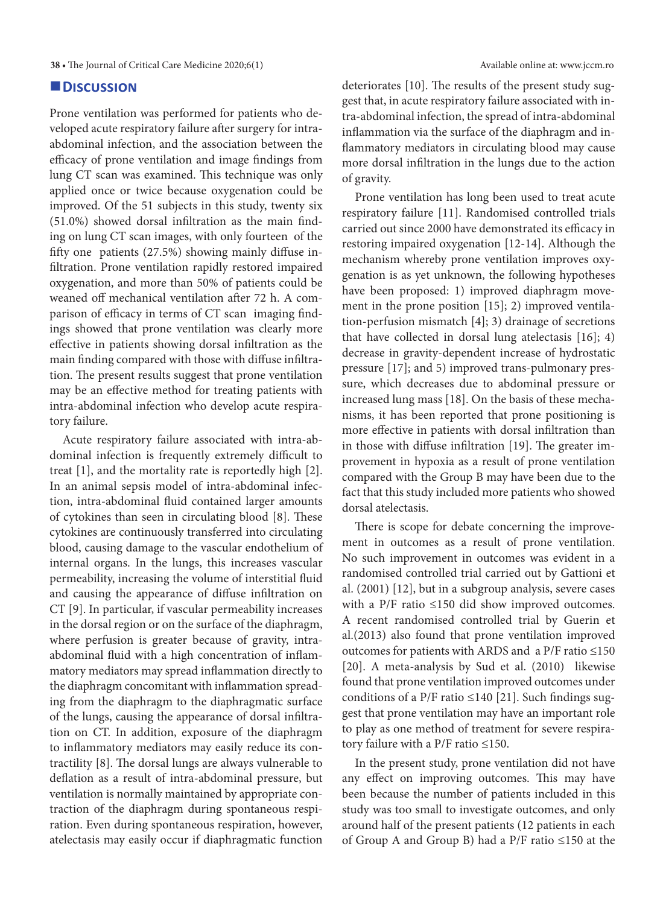## Discussion

Prone ventilation was performed for patients who developed acute respiratory failure after surgery for intra-abdominal infection, and the association between the efficacy of prone ventilation and image findings from lung CT scan was examined. This technique was only applied once or twice because oxygenation could be improved. Of the 51 subjects in this study, twenty six (51.0%) showed dorsal infiltration as the main finding on lung CT scan images, with only fourteen of the fifty one patients (27.5%) showing mainly diffuse infiltration. Prone ventilation rapidly restored impaired oxygenation, and more than 50% of patients could be weaned off mechanical ventilation after 72 h. A comparison of efficacy in terms of CT scan imaging findings showed that prone ventilation was clearly more effective in patients showing dorsal infiltration as the main finding compared with those with diffuse infiltration. The present results suggest that prone ventilation may be an effective method for treating patients with intra-abdominal infection who develop acute respiratory failure.

Acute respiratory failure associated with intra-abdominal infection is frequently extremely difficult to treat [1], and the mortality rate is reportedly high [2]. In an animal sepsis model of intra-abdominal infection, intra-abdominal fluid contained larger amounts of cytokines than seen in circulating blood [8]. These cytokines are continuously transferred into circulating blood, causing damage to the vascular endothelium of internal organs. In the lungs, this increases vascular permeability, increasing the volume of interstitial fluid and causing the appearance of diffuse infiltration on CT [9]. In particular, if vascular permeability increases in the dorsal region or on the surface of the diaphragm, where perfusion is greater because of gravity, intra-abdominal fluid with a high concentration of inflammatory mediators may spread inflammation directly to the diaphragm concomitant with inflammation spreading from the diaphragm to the diaphragmatic surface of the lungs, causing the appearance of dorsal infiltration on CT. In addition, exposure of the diaphragm to inflammatory mediators may easily reduce its contractility [8]. The dorsal lungs are always vulnerable to deflation as a result of intra-abdominal pressure, but ventilation is normally maintained by appropriate contraction of the diaphragm during spontaneous respiration. Even during spontaneous respiration, however, atelectasis may easily occur if diaphragmatic function deteriorates [10]. The results of the present study suggest that, in acute respiratory failure associated with intra-abdominal infection, the spread of intra-abdominal inflammation via the surface of the diaphragm and inflammatory mediators in circulating blood may cause more dorsal infiltration in the lungs due to the action of gravity.

Prone ventilation has long been used to treat acute respiratory failure [11]. Randomised controlled trials carried out since 2000 have demonstrated its efficacy in restoring impaired oxygenation [12-14]. Although the mechanism whereby prone ventilation improves oxygenation is as yet unknown, the following hypotheses have been proposed: 1) improved diaphragm movement in the prone position [15]; 2) improved ventilation-perfusion mismatch [4]; 3) drainage of secretions that have collected in dorsal lung atelectasis [16]; 4) decrease in gravity-dependent increase of hydrostatic pressure [17]; and 5) improved trans-pulmonary pressure, which decreases due to abdominal pressure or increased lung mass [18]. On the basis of these mechanisms, it has been reported that prone positioning is more effective in patients with dorsal infiltration than in those with diffuse infiltration [19]. The greater improvement in hypoxia as a result of prone ventilation compared with the Group B may have been due to the fact that this study included more patients who showed dorsal atelectasis.

There is scope for debate concerning the improvement in outcomes as a result of prone ventilation. No such improvement in outcomes was evident in a randomised controlled trial carried out by Gattioni et al. (2001) [12], but in a subgroup analysis, severe cases with a P/F ratio ≤150 did show improved outcomes. A recent randomised controlled trial by Guerin et al.(2013) also found that prone ventilation improved outcomes for patients with ARDS and a P/F ratio ≤150 [20]. A meta-analysis by Sud et al. (2010) likewise found that prone ventilation improved outcomes under conditions of a P/F ratio ≤140 [21]. Such findings suggest that prone ventilation may have an important role to play as one method of treatment for severe respiratory failure with a P/F ratio ≤150.

In the present study, prone ventilation did not have any effect on improving outcomes. This may have been because the number of patients included in this study was too small to investigate outcomes, and only around half of the present patients (12 patients in each of Group A and Group B) had a P/F ratio ≤150 at the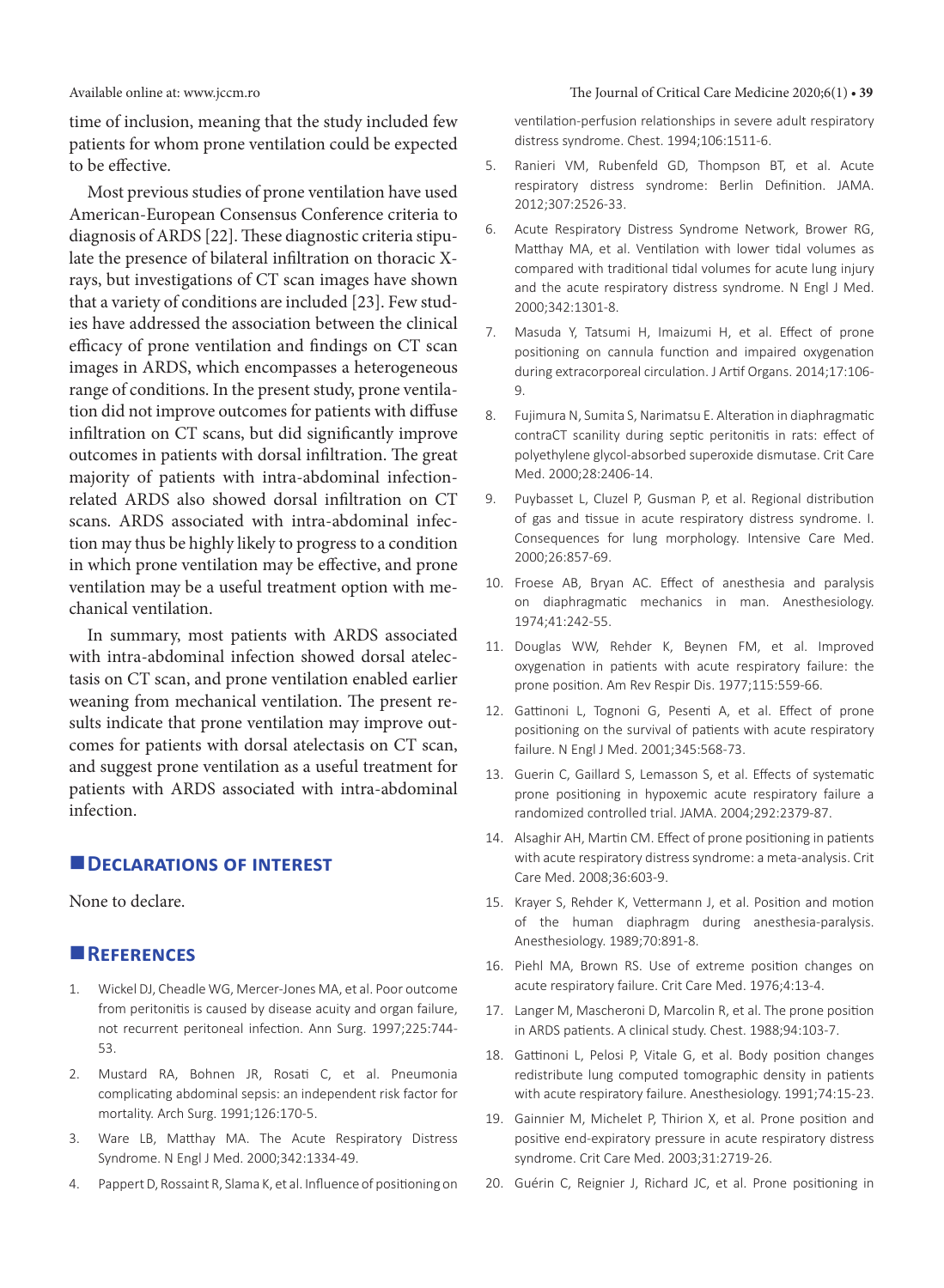time of inclusion, meaning that the study included few patients for whom prone ventilation could be expected to be effective.

Most previous studies of prone ventilation have used American-European Consensus Conference criteria to diagnosis of ARDS [22]. These diagnostic criteria stipulate the presence of bilateral infiltration on thoracic X-rays, but investigations of CT scan images have shown that a variety of conditions are included [23]. Few studies have addressed the association between the clinical efficacy of prone ventilation and findings on CT scan images in ARDS, which encompasses a heterogeneous range of conditions. In the present study, prone ventilation did not improve outcomes for patients with diffuse infiltration on CT scans, but did significantly improve outcomes in patients with dorsal infiltration. The great majority of patients with intra-abdominal infection-related ARDS also showed dorsal infiltration on CT scans. ARDS associated with intra-abdominal infection may thus be highly likely to progress to a condition in which prone ventilation may be effective, and prone ventilation may be a useful treatment option with mechanical ventilation.

In summary, most patients with ARDS associated with intra-abdominal infection showed dorsal atelectasis on CT scan, and prone ventilation enabled earlier weaning from mechanical ventilation. The present results indicate that prone ventilation may improve outcomes for patients with dorsal atelectasis on CT scan, and suggest prone ventilation as a useful treatment for patients with ARDS associated with intra-abdominal infection.

## Declarations of interest

None to declare.

## References

1. Wickel DJ, Cheadle WG, Mercer-Jones MA, et al. Poor outcome from peritonitis is caused by disease acuity and organ failure, not recurrent peritoneal infection. Ann Surg. 1997;225:744-53.
2. Mustard RA, Bohnen JR, Rosati C, et al. Pneumonia complicating abdominal sepsis: an independent risk factor for mortality. Arch Surg. 1991;126:170-5.
3. Ware LB, Matthay MA. The Acute Respiratory Distress Syndrome. N Engl J Med. 2000;342:1334-49.
4. Pappert D, Rossaint R, Slama K, et al. Influence of positioning on ventilation-perfusion relationships in severe adult respiratory distress syndrome. Chest. 1994;106:1511-6.
5. Ranieri VM, Rubenfeld GD, Thompson BT, et al. Acute respiratory distress syndrome: Berlin Definition. JAMA. 2012;307:2526-33.
6. Acute Respiratory Distress Syndrome Network, Brower RG, Matthay MA, et al. Ventilation with lower tidal volumes as compared with traditional tidal volumes for acute lung injury and the acute respiratory distress syndrome. N Engl J Med. 2000;342:1301-8.
7. Masuda Y, Tatsumi H, Imaizumi H, et al. Effect of prone positioning on cannula function and impaired oxygenation during extracorporeal circulation. J Artif Organs. 2014;17:106-9.
8. Fujimura N, Sumita S, Narimatsu E. Alteration in diaphragmatic contraCT scanility during septic peritonitis in rats: effect of polyethylene glycol-absorbed superoxide dismutase. Crit Care Med. 2000;28:2406-14.
9. Puybasset L, Cluzel P, Gusman P, et al. Regional distribution of gas and tissue in acute respiratory distress syndrome. I. Consequences for lung morphology. Intensive Care Med. 2000;26:857-69.
10. Froese AB, Bryan AC. Effect of anesthesia and paralysis on diaphragmatic mechanics in man. Anesthesiology. 1974;41:242-55.
11. Douglas WW, Rehder K, Beynen FM, et al. Improved oxygenation in patients with acute respiratory failure: the prone position. Am Rev Respir Dis. 1977;115:559-66.
12. Gattinoni L, Tognoni G, Pesenti A, et al. Effect of prone positioning on the survival of patients with acute respiratory failure. N Engl J Med. 2001;345:568-73.
13. Guerin C, Gaillard S, Lemasson S, et al. Effects of systematic prone positioning in hypoxemic acute respiratory failure a randomized controlled trial. JAMA. 2004;292:2379-87.
14. Alsaghir AH, Martin CM. Effect of prone positioning in patients with acute respiratory distress syndrome: a meta-analysis. Crit Care Med. 2008;36:603-9.
15. Krayer S, Rehder K, Vettermann J, et al. Position and motion of the human diaphragm during anesthesia-paralysis. Anesthesiology. 1989;70:891-8.
16. Piehl MA, Brown RS. Use of extreme position changes on acute respiratory failure. Crit Care Med. 1976;4:13-4.
17. Langer M, Mascheroni D, Marcolin R, et al. The prone position in ARDS patients. A clinical study. Chest. 1988;94:103-7.
18. Gattinoni L, Pelosi P, Vitale G, et al. Body position changes redistribute lung computed tomographic density in patients with acute respiratory failure. Anesthesiology. 1991;74:15-23.
19. Gainnier M, Michelet P, Thirion X, et al. Prone position and positive end-expiratory pressure in acute respiratory distress syndrome. Crit Care Med. 2003;31:2719-26.
20. Guérin C, Reignier J, Richard JC, et al. Prone positioning in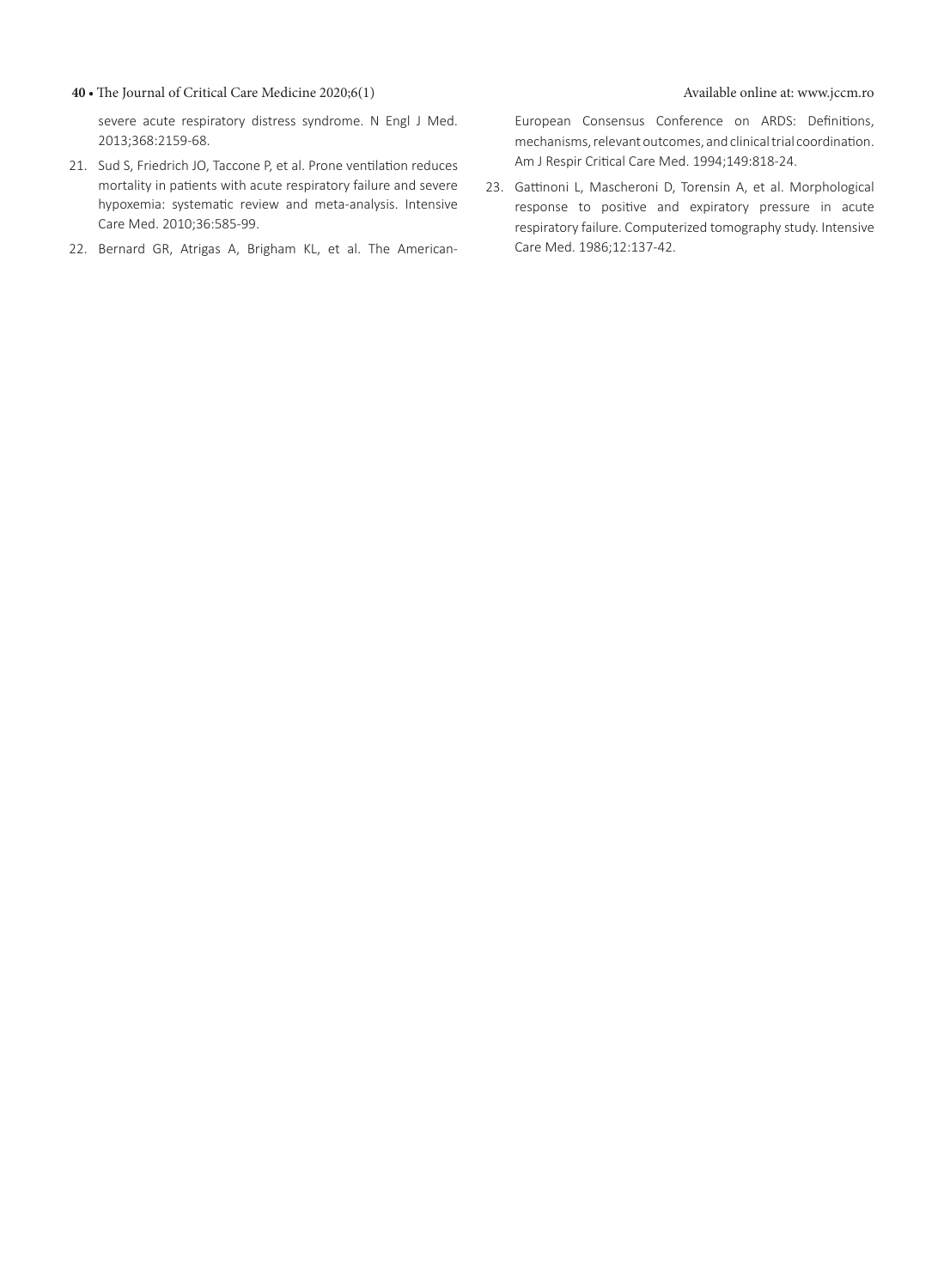severe acute respiratory distress syndrome. N Engl J Med. 2013;368:2159-68.

21. Sud S, Friedrich JO, Taccone P, et al. Prone ventilation reduces mortality in patients with acute respiratory failure and severe hypoxemia: systematic review and meta-analysis. Intensive Care Med. 2010;36:585-99.
22. Bernard GR, Atrigas A, Brigham KL, et al. The American-European Consensus Conference on ARDS: Definitions, mechanisms, relevant outcomes, and clinical trial coordination. Am J Respir Critical Care Med. 1994;149:818-24.
23. Gattinoni L, Mascheroni D, Torensin A, et al. Morphological response to positive and expiratory pressure in acute respiratory failure. Computerized tomography study. Intensive Care Med. 1986;12:137-42.